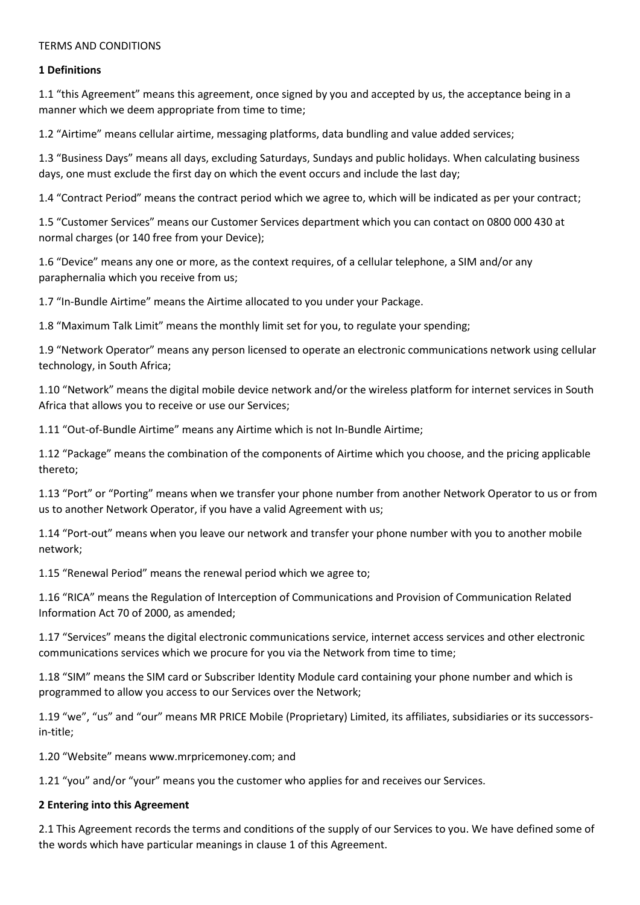TERMS AND CONDITIONS

**1 Definitions**

1.1 "this Agreement" means this agreement, once signed by you and accepted by us, the acceptance being in a manner which we deem appropriate from time to time;

1.2 "Airtime" means cellular airtime, messaging platforms, data bundling and value added services;

1.3 "Business Days" means all days, excluding Saturdays, Sundays and public holidays. When calculating business days, one must exclude the first day on which the event occurs and include the last day;

1.4 "Contract Period" means the contract period which we agree to, which will be indicated as per your contract;

1.5 "Customer Services" means our Customer Services department which you can contact on 0800 000 430 at normal charges (or 140 free from your Device);

1.6 "Device" means any one or more, as the context requires, of a cellular telephone, a SIM and/or any paraphernalia which you receive from us;

1.7 "In-Bundle Airtime" means the Airtime allocated to you under your Package.

1.8 "Maximum Talk Limit" means the monthly limit set for you, to regulate your spending;

1.9 "Network Operator" means any person licensed to operate an electronic communications network using cellular technology, in South Africa;

1.10 "Network" means the digital mobile device network and/or the wireless platform for internet services in South Africa that allows you to receive or use our Services;

1.11 "Out-of-Bundle Airtime" means any Airtime which is not In-Bundle Airtime;

1.12 "Package" means the combination of the components of Airtime which you choose, and the pricing applicable thereto;

1.13 "Port" or "Porting" means when we transfer your phone number from another Network Operator to us or from us to another Network Operator, if you have a valid Agreement with us;

1.14 "Port-out" means when you leave our network and transfer your phone number with you to another mobile network;

1.15 "Renewal Period" means the renewal period which we agree to;

1.16 "RICA" means the Regulation of Interception of Communications and Provision of Communication Related Information Act 70 of 2000, as amended;

1.17 "Services" means the digital electronic communications service, internet access services and other electronic communications services which we procure for you via the Network from time to time;

1.18 "SIM" means the SIM card or Subscriber Identity Module card containing your phone number and which is programmed to allow you access to our Services over the Network;

1.19 "we", "us" and "our" means MR PRICE Mobile (Proprietary) Limited, its affiliates, subsidiaries or its successors-in-title;

1.20 "Website" means www.mrpricemoney.com; and

1.21 "you" and/or "your" means you the customer who applies for and receives our Services.

**2 Entering into this Agreement**

2.1 This Agreement records the terms and conditions of the supply of our Services to you. We have defined some of the words which have particular meanings in clause 1 of this Agreement.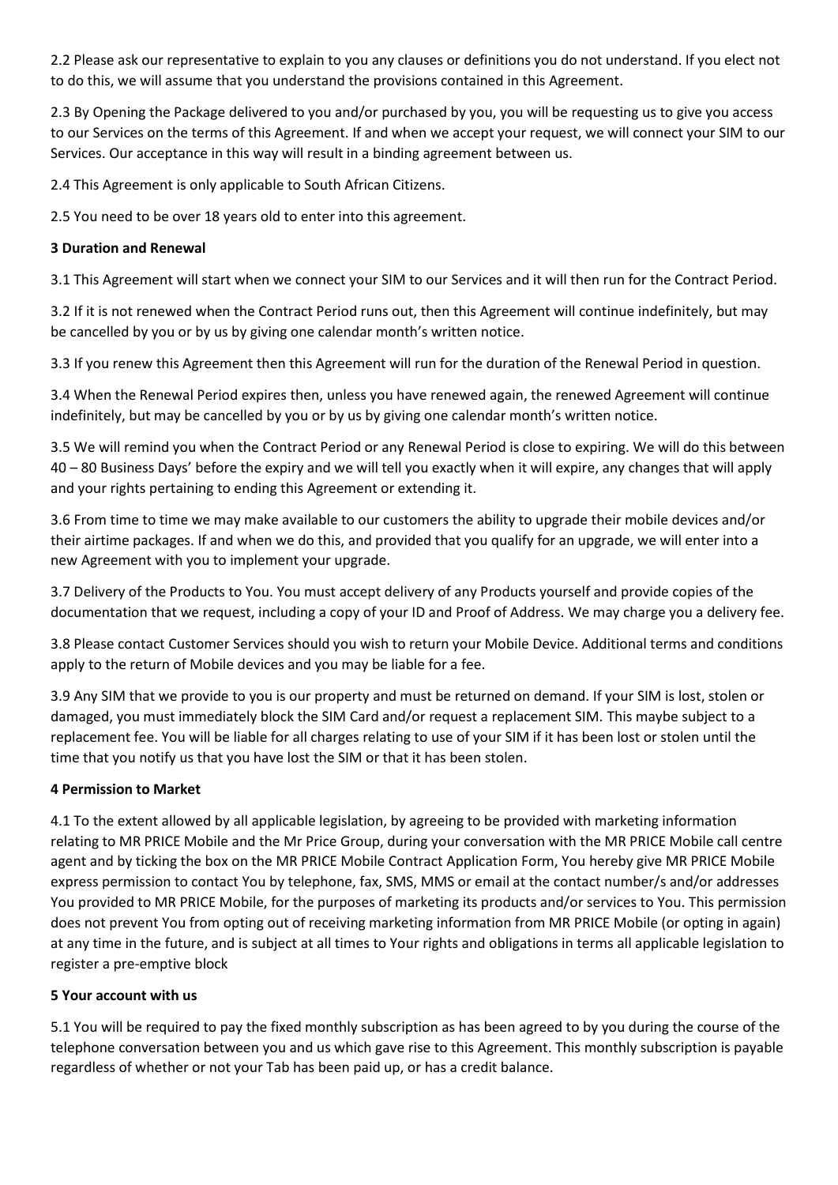2.2 Please ask our representative to explain to you any clauses or definitions you do not understand. If you elect not to do this, we will assume that you understand the provisions contained in this Agreement.

2.3 By Opening the Package delivered to you and/or purchased by you, you will be requesting us to give you access to our Services on the terms of this Agreement. If and when we accept your request, we will connect your SIM to our Services. Our acceptance in this way will result in a binding agreement between us.

2.4 This Agreement is only applicable to South African Citizens.

2.5 You need to be over 18 years old to enter into this agreement.

**3 Duration and Renewal**

3.1 This Agreement will start when we connect your SIM to our Services and it will then run for the Contract Period.

3.2 If it is not renewed when the Contract Period runs out, then this Agreement will continue indefinitely, but may be cancelled by you or by us by giving one calendar month's written notice.

3.3 If you renew this Agreement then this Agreement will run for the duration of the Renewal Period in question.

3.4 When the Renewal Period expires then, unless you have renewed again, the renewed Agreement will continue indefinitely, but may be cancelled by you or by us by giving one calendar month's written notice.

3.5 We will remind you when the Contract Period or any Renewal Period is close to expiring. We will do this between 40 – 80 Business Days' before the expiry and we will tell you exactly when it will expire, any changes that will apply and your rights pertaining to ending this Agreement or extending it.

3.6 From time to time we may make available to our customers the ability to upgrade their mobile devices and/or their airtime packages. If and when we do this, and provided that you qualify for an upgrade, we will enter into a new Agreement with you to implement your upgrade.

3.7 Delivery of the Products to You. You must accept delivery of any Products yourself and provide copies of the documentation that we request, including a copy of your ID and Proof of Address. We may charge you a delivery fee.

3.8 Please contact Customer Services should you wish to return your Mobile Device. Additional terms and conditions apply to the return of Mobile devices and you may be liable for a fee.

3.9 Any SIM that we provide to you is our property and must be returned on demand. If your SIM is lost, stolen or damaged, you must immediately block the SIM Card and/or request a replacement SIM. This maybe subject to a replacement fee. You will be liable for all charges relating to use of your SIM if it has been lost or stolen until the time that you notify us that you have lost the SIM or that it has been stolen.

**4 Permission to Market**

4.1 To the extent allowed by all applicable legislation, by agreeing to be provided with marketing information relating to MR PRICE Mobile and the Mr Price Group, during your conversation with the MR PRICE Mobile call centre agent and by ticking the box on the MR PRICE Mobile Contract Application Form, You hereby give MR PRICE Mobile express permission to contact You by telephone, fax, SMS, MMS or email at the contact number/s and/or addresses You provided to MR PRICE Mobile, for the purposes of marketing its products and/or services to You. This permission does not prevent You from opting out of receiving marketing information from MR PRICE Mobile (or opting in again) at any time in the future, and is subject at all times to Your rights and obligations in terms all applicable legislation to register a pre-emptive block

**5 Your account with us**

5.1 You will be required to pay the fixed monthly subscription as has been agreed to by you during the course of the telephone conversation between you and us which gave rise to this Agreement. This monthly subscription is payable regardless of whether or not your Tab has been paid up, or has a credit balance.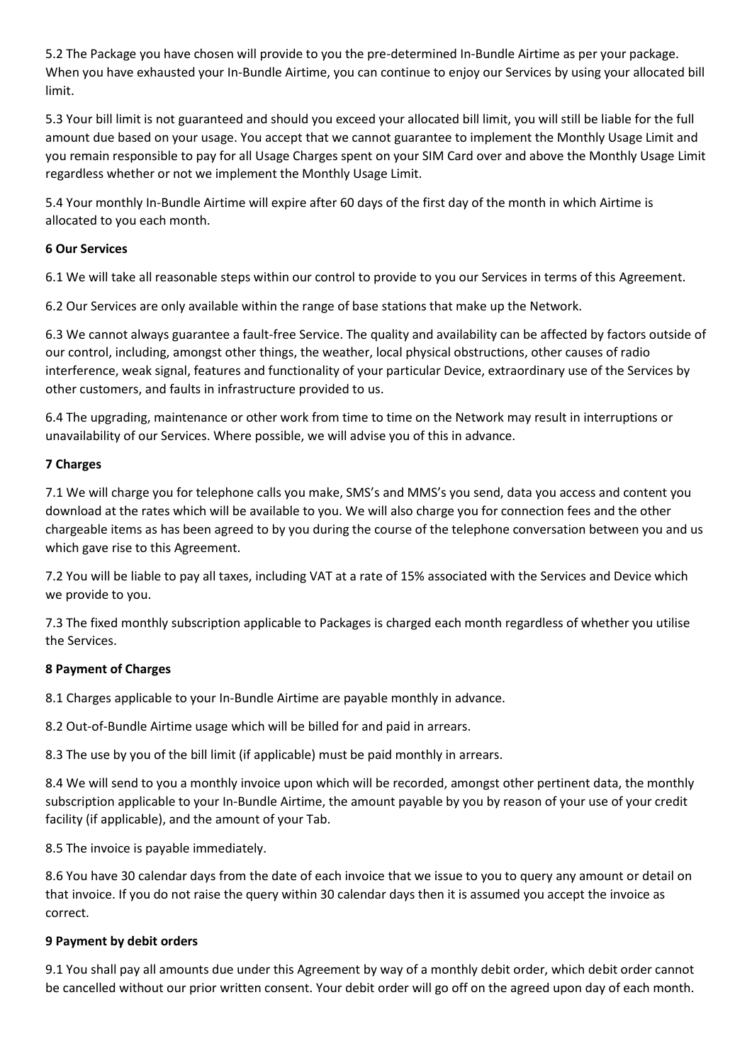5.2 The Package you have chosen will provide to you the pre-determined In-Bundle Airtime as per your package. When you have exhausted your In-Bundle Airtime, you can continue to enjoy our Services by using your allocated bill limit.

5.3 Your bill limit is not guaranteed and should you exceed your allocated bill limit, you will still be liable for the full amount due based on your usage. You accept that we cannot guarantee to implement the Monthly Usage Limit and you remain responsible to pay for all Usage Charges spent on your SIM Card over and above the Monthly Usage Limit regardless whether or not we implement the Monthly Usage Limit.

5.4 Your monthly In-Bundle Airtime will expire after 60 days of the first day of the month in which Airtime is allocated to you each month.

**6 Our Services**

6.1 We will take all reasonable steps within our control to provide to you our Services in terms of this Agreement.

6.2 Our Services are only available within the range of base stations that make up the Network.

6.3 We cannot always guarantee a fault-free Service. The quality and availability can be affected by factors outside of our control, including, amongst other things, the weather, local physical obstructions, other causes of radio interference, weak signal, features and functionality of your particular Device, extraordinary use of the Services by other customers, and faults in infrastructure provided to us.

6.4 The upgrading, maintenance or other work from time to time on the Network may result in interruptions or unavailability of our Services. Where possible, we will advise you of this in advance.

**7 Charges**

7.1 We will charge you for telephone calls you make, SMS's and MMS's you send, data you access and content you download at the rates which will be available to you. We will also charge you for connection fees and the other chargeable items as has been agreed to by you during the course of the telephone conversation between you and us which gave rise to this Agreement.

7.2 You will be liable to pay all taxes, including VAT at a rate of 15% associated with the Services and Device which we provide to you.

7.3 The fixed monthly subscription applicable to Packages is charged each month regardless of whether you utilise the Services.

**8 Payment of Charges**

8.1 Charges applicable to your In-Bundle Airtime are payable monthly in advance.

8.2 Out-of-Bundle Airtime usage which will be billed for and paid in arrears.

8.3 The use by you of the bill limit (if applicable) must be paid monthly in arrears.

8.4 We will send to you a monthly invoice upon which will be recorded, amongst other pertinent data, the monthly subscription applicable to your In-Bundle Airtime, the amount payable by you by reason of your use of your credit facility (if applicable), and the amount of your Tab.

8.5 The invoice is payable immediately.

8.6 You have 30 calendar days from the date of each invoice that we issue to you to query any amount or detail on that invoice. If you do not raise the query within 30 calendar days then it is assumed you accept the invoice as correct.

**9 Payment by debit orders**

9.1 You shall pay all amounts due under this Agreement by way of a monthly debit order, which debit order cannot be cancelled without our prior written consent. Your debit order will go off on the agreed upon day of each month.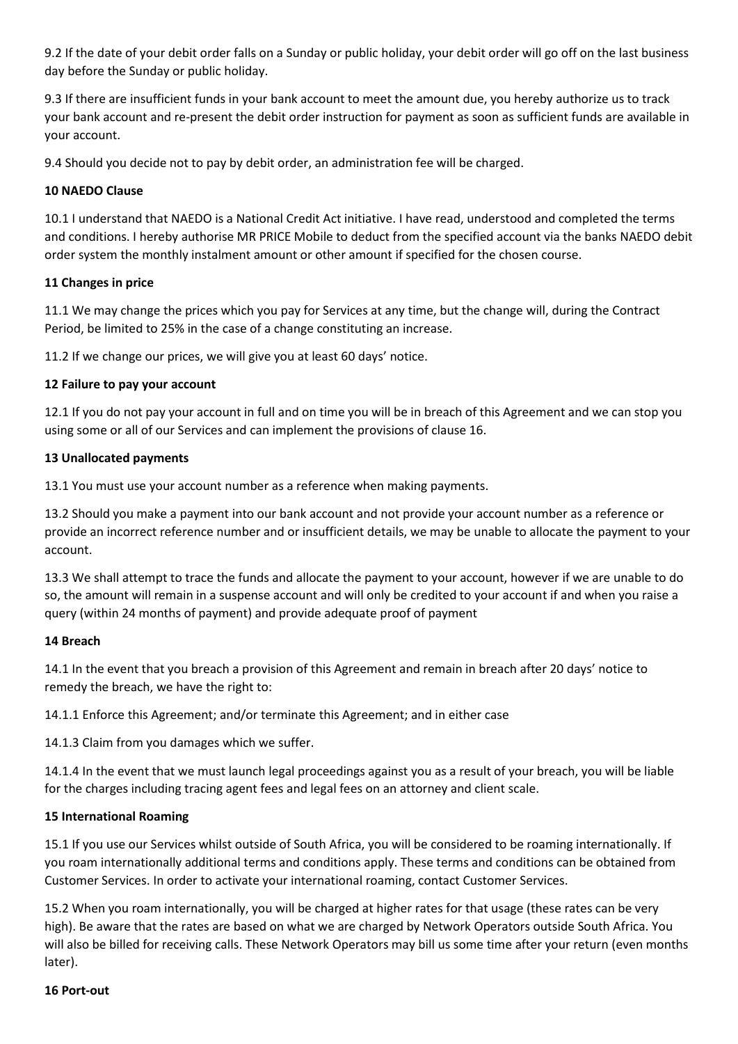9.2 If the date of your debit order falls on a Sunday or public holiday, your debit order will go off on the last business day before the Sunday or public holiday.

9.3 If there are insufficient funds in your bank account to meet the amount due, you hereby authorize us to track your bank account and re-present the debit order instruction for payment as soon as sufficient funds are available in your account.

9.4 Should you decide not to pay by debit order, an administration fee will be charged.

**10 NAEDO Clause**

10.1 I understand that NAEDO is a National Credit Act initiative. I have read, understood and completed the terms and conditions. I hereby authorise MR PRICE Mobile to deduct from the specified account via the banks NAEDO debit order system the monthly instalment amount or other amount if specified for the chosen course.

**11 Changes in price**

11.1 We may change the prices which you pay for Services at any time, but the change will, during the Contract Period, be limited to 25% in the case of a change constituting an increase.

11.2 If we change our prices, we will give you at least 60 days' notice.

**12 Failure to pay your account**

12.1 If you do not pay your account in full and on time you will be in breach of this Agreement and we can stop you using some or all of our Services and can implement the provisions of clause 16.

**13 Unallocated payments**

13.1 You must use your account number as a reference when making payments.

13.2 Should you make a payment into our bank account and not provide your account number as a reference or provide an incorrect reference number and or insufficient details, we may be unable to allocate the payment to your account.

13.3 We shall attempt to trace the funds and allocate the payment to your account, however if we are unable to do so, the amount will remain in a suspense account and will only be credited to your account if and when you raise a query (within 24 months of payment) and provide adequate proof of payment

**14 Breach**

14.1 In the event that you breach a provision of this Agreement and remain in breach after 20 days' notice to remedy the breach, we have the right to:

14.1.1 Enforce this Agreement; and/or terminate this Agreement; and in either case

14.1.3 Claim from you damages which we suffer.

14.1.4 In the event that we must launch legal proceedings against you as a result of your breach, you will be liable for the charges including tracing agent fees and legal fees on an attorney and client scale.

**15 International Roaming**

15.1 If you use our Services whilst outside of South Africa, you will be considered to be roaming internationally. If you roam internationally additional terms and conditions apply. These terms and conditions can be obtained from Customer Services. In order to activate your international roaming, contact Customer Services.

15.2 When you roam internationally, you will be charged at higher rates for that usage (these rates can be very high). Be aware that the rates are based on what we are charged by Network Operators outside South Africa. You will also be billed for receiving calls. These Network Operators may bill us some time after your return (even months later).

**16 Port-out**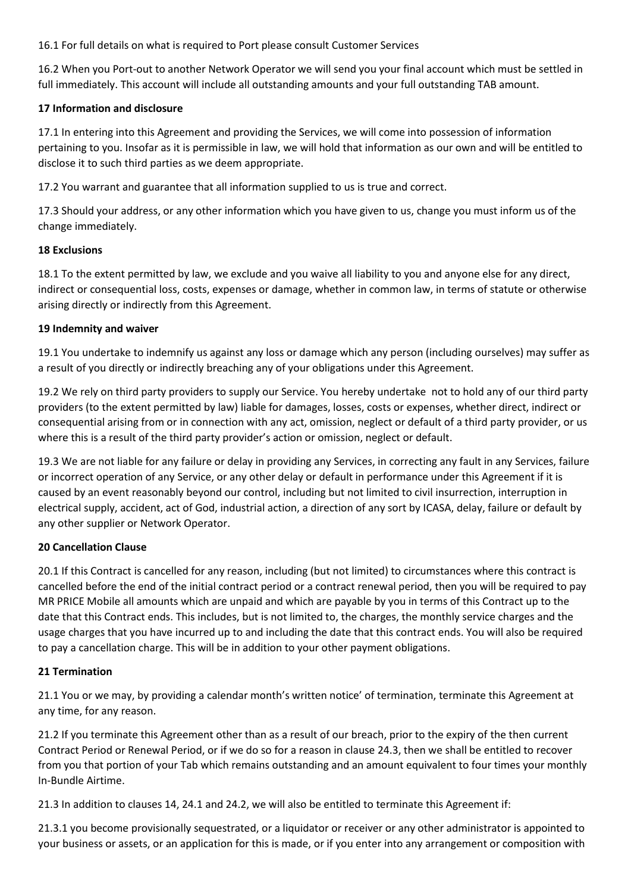16.1 For full details on what is required to Port please consult Customer Services

16.2 When you Port-out to another Network Operator we will send you your final account which must be settled in full immediately. This account will include all outstanding amounts and your full outstanding TAB amount.

**17 Information and disclosure**

17.1 In entering into this Agreement and providing the Services, we will come into possession of information pertaining to you. Insofar as it is permissible in law, we will hold that information as our own and will be entitled to disclose it to such third parties as we deem appropriate.

17.2 You warrant and guarantee that all information supplied to us is true and correct.

17.3 Should your address, or any other information which you have given to us, change you must inform us of the change immediately.

**18 Exclusions**

18.1 To the extent permitted by law, we exclude and you waive all liability to you and anyone else for any direct, indirect or consequential loss, costs, expenses or damage, whether in common law, in terms of statute or otherwise arising directly or indirectly from this Agreement.

**19 Indemnity and waiver**

19.1 You undertake to indemnify us against any loss or damage which any person (including ourselves) may suffer as a result of you directly or indirectly breaching any of your obligations under this Agreement.

19.2 We rely on third party providers to supply our Service. You hereby undertake not to hold any of our third party providers (to the extent permitted by law) liable for damages, losses, costs or expenses, whether direct, indirect or consequential arising from or in connection with any act, omission, neglect or default of a third party provider, or us where this is a result of the third party provider's action or omission, neglect or default.

19.3 We are not liable for any failure or delay in providing any Services, in correcting any fault in any Services, failure or incorrect operation of any Service, or any other delay or default in performance under this Agreement if it is caused by an event reasonably beyond our control, including but not limited to civil insurrection, interruption in electrical supply, accident, act of God, industrial action, a direction of any sort by ICASA, delay, failure or default by any other supplier or Network Operator.

**20 Cancellation Clause**

20.1 If this Contract is cancelled for any reason, including (but not limited) to circumstances where this contract is cancelled before the end of the initial contract period or a contract renewal period, then you will be required to pay MR PRICE Mobile all amounts which are unpaid and which are payable by you in terms of this Contract up to the date that this Contract ends. This includes, but is not limited to, the charges, the monthly service charges and the usage charges that you have incurred up to and including the date that this contract ends. You will also be required to pay a cancellation charge. This will be in addition to your other payment obligations.

**21 Termination**

21.1 You or we may, by providing a calendar month's written notice' of termination, terminate this Agreement at any time, for any reason.

21.2 If you terminate this Agreement other than as a result of our breach, prior to the expiry of the then current Contract Period or Renewal Period, or if we do so for a reason in clause 24.3, then we shall be entitled to recover from you that portion of your Tab which remains outstanding and an amount equivalent to four times your monthly In-Bundle Airtime.

21.3 In addition to clauses 14, 24.1 and 24.2, we will also be entitled to terminate this Agreement if:

21.3.1 you become provisionally sequestrated, or a liquidator or receiver or any other administrator is appointed to your business or assets, or an application for this is made, or if you enter into any arrangement or composition with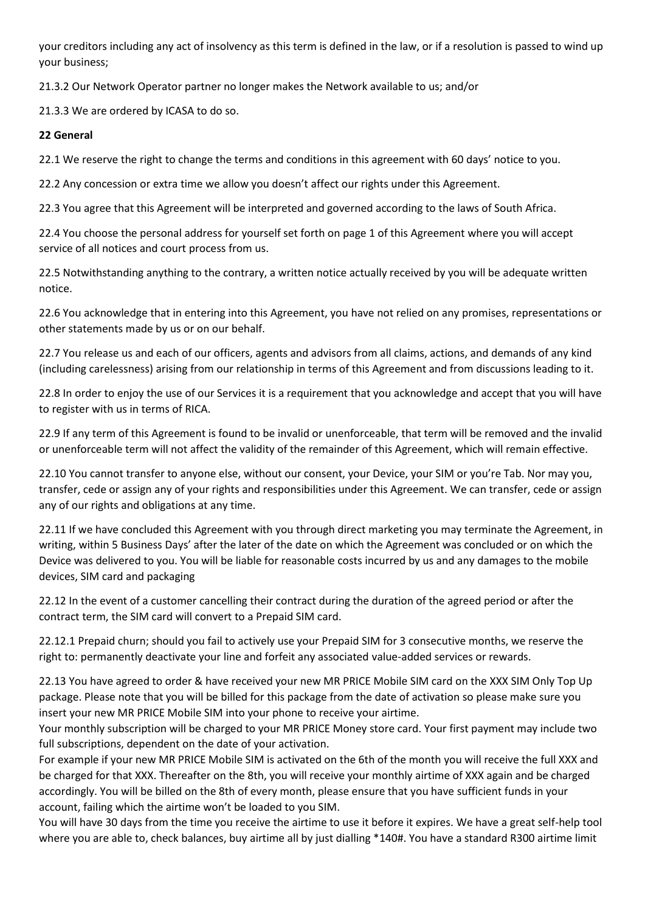your creditors including any act of insolvency as this term is defined in the law, or if a resolution is passed to wind up your business;

21.3.2 Our Network Operator partner no longer makes the Network available to us; and/or

21.3.3 We are ordered by ICASA to do so.

**22 General**

22.1 We reserve the right to change the terms and conditions in this agreement with 60 days' notice to you.

22.2 Any concession or extra time we allow you doesn't affect our rights under this Agreement.

22.3 You agree that this Agreement will be interpreted and governed according to the laws of South Africa.

22.4 You choose the personal address for yourself set forth on page 1 of this Agreement where you will accept service of all notices and court process from us.

22.5 Notwithstanding anything to the contrary, a written notice actually received by you will be adequate written notice.

22.6 You acknowledge that in entering into this Agreement, you have not relied on any promises, representations or other statements made by us or on our behalf.

22.7 You release us and each of our officers, agents and advisors from all claims, actions, and demands of any kind (including carelessness) arising from our relationship in terms of this Agreement and from discussions leading to it.

22.8 In order to enjoy the use of our Services it is a requirement that you acknowledge and accept that you will have to register with us in terms of RICA.

22.9 If any term of this Agreement is found to be invalid or unenforceable, that term will be removed and the invalid or unenforceable term will not affect the validity of the remainder of this Agreement, which will remain effective.

22.10 You cannot transfer to anyone else, without our consent, your Device, your SIM or you're Tab. Nor may you, transfer, cede or assign any of your rights and responsibilities under this Agreement. We can transfer, cede or assign any of our rights and obligations at any time.

22.11 If we have concluded this Agreement with you through direct marketing you may terminate the Agreement, in writing, within 5 Business Days' after the later of the date on which the Agreement was concluded or on which the Device was delivered to you. You will be liable for reasonable costs incurred by us and any damages to the mobile devices, SIM card and packaging

22.12 In the event of a customer cancelling their contract during the duration of the agreed period or after the contract term, the SIM card will convert to a Prepaid SIM card.

22.12.1 Prepaid churn; should you fail to actively use your Prepaid SIM for 3 consecutive months, we reserve the right to: permanently deactivate your line and forfeit any associated value-added services or rewards.

22.13 You have agreed to order & have received your new MR PRICE Mobile SIM card on the XXX SIM Only Top Up package. Please note that you will be billed for this package from the date of activation so please make sure you insert your new MR PRICE Mobile SIM into your phone to receive your airtime.
Your monthly subscription will be charged to your MR PRICE Money store card. Your first payment may include two full subscriptions, dependent on the date of your activation.
For example if your new MR PRICE Mobile SIM is activated on the 6th of the month you will receive the full XXX and be charged for that XXX. Thereafter on the 8th, you will receive your monthly airtime of XXX again and be charged accordingly. You will be billed on the 8th of every month, please ensure that you have sufficient funds in your account, failing which the airtime won't be loaded to you SIM.
You will have 30 days from the time you receive the airtime to use it before it expires. We have a great self-help tool where you are able to, check balances, buy airtime all by just dialling *140#. You have a standard R300 airtime limit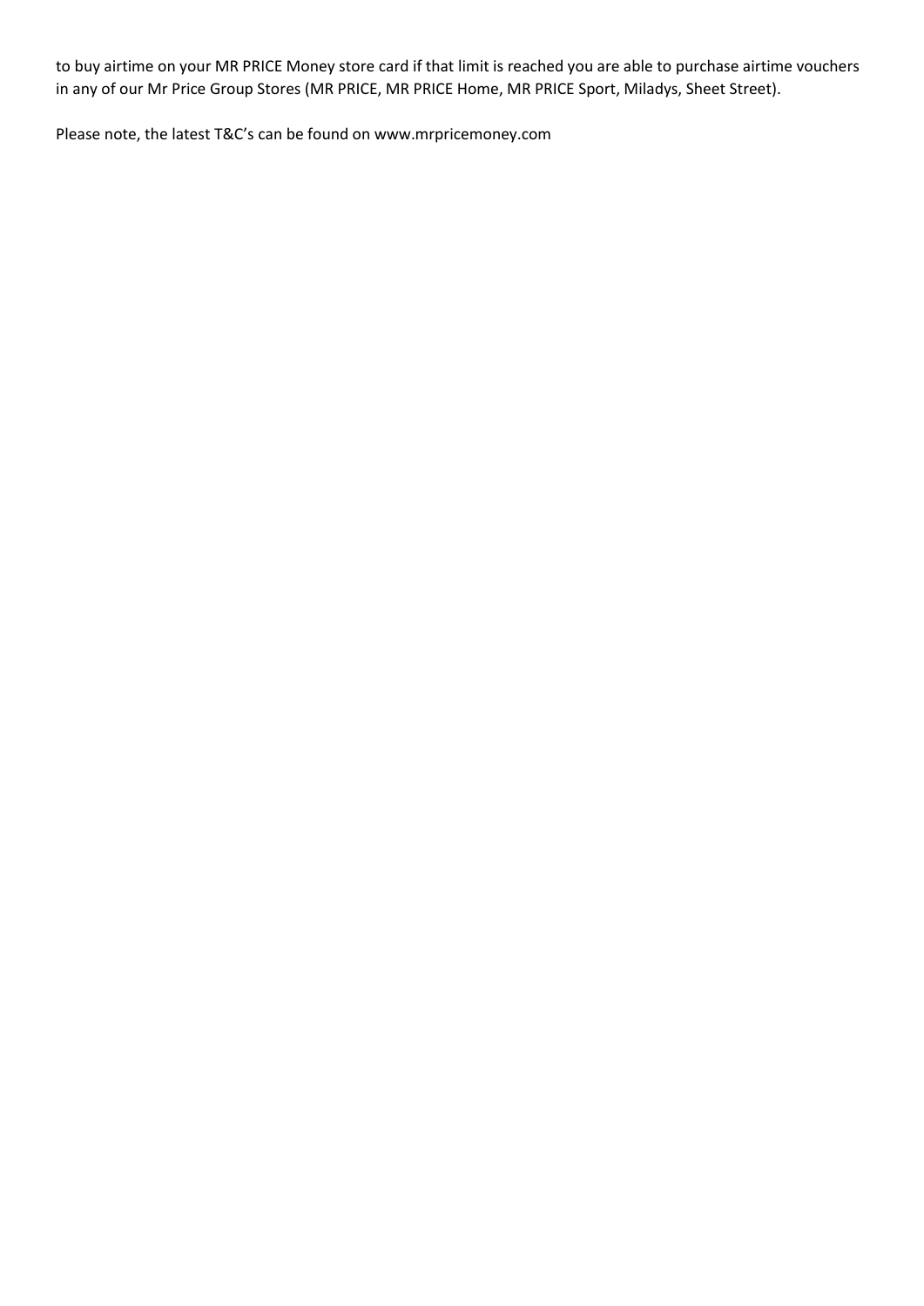to buy airtime on your MR PRICE Money store card if that limit is reached you are able to purchase airtime vouchers in any of our Mr Price Group Stores (MR PRICE, MR PRICE Home, MR PRICE Sport, Miladys, Sheet Street).

Please note, the latest T&C's can be found on www.mrpricemoney.com